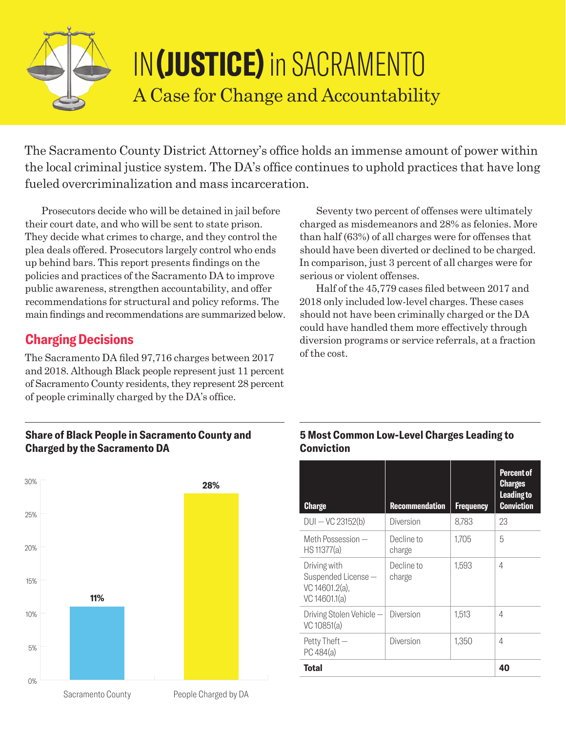# IN(JUSTICE) in SACRAMENTO

## A Case for Change and Accountability

The Sacramento County District Attorney's office holds an immense amount of power within the local criminal justice system. The DA's office continues to uphold practices that have long fueled overcriminalization and mass incarceration.

Prosecutors decide who will be detained in jail before their court date, and who will be sent to state prison. They decide what crimes to charge, and they control the plea deals offered. Prosecutors largely control who ends up behind bars. This report presents findings on the policies and practices of the Sacramento DA to improve public awareness, strengthen accountability, and offer recommendations for structural and policy reforms. The main findings and recommendations are summarized below.

## Charging Decisions

The Sacramento DA filed 97,716 charges between 2017 and 2018. Although Black people represent just 11 percent of Sacramento County residents, they represent 28 percent of people criminally charged by the DA's office.

Seventy two percent of offenses were ultimately charged as misdemeanors and 28% as felonies. More than half (63%) of all charges were for offenses that should have been diverted or declined to be charged. In comparison, just 3 percent of all charges were for serious or violent offenses.

Half of the 45,779 cases filed between 2017 and 2018 only included low-level charges. These cases should not have been criminally charged or the DA could have handled them more effectively through diversion programs or service referrals, at a fraction of the cost.

### Share of Black People in Sacramento County and Charged by the Sacramento DA

| | Share |
|---|---|
| Sacramento County | 11% |
| People Charged by DA | 28% |

### 5 Most Common Low-Level Charges Leading to Conviction

| Charge | Recommendation | Frequency | Percent of Charges Leading to Conviction |
|---|---|---|---|
| DUI — VC 23152(b) | Diversion | 8,783 | 23 |
| Meth Possession — HS 11377(a) | Decline to charge | 1,705 | 5 |
| Driving with Suspended License — VC 14601.2(a), VC 14601.1(a) | Decline to charge | 1,593 | 4 |
| Driving Stolen Vehicle — VC 10851(a) | Diversion | 1,513 | 4 |
| Petty Theft — PC 484(a) | Diversion | 1,350 | 4 |
| **Total** | | | **40** |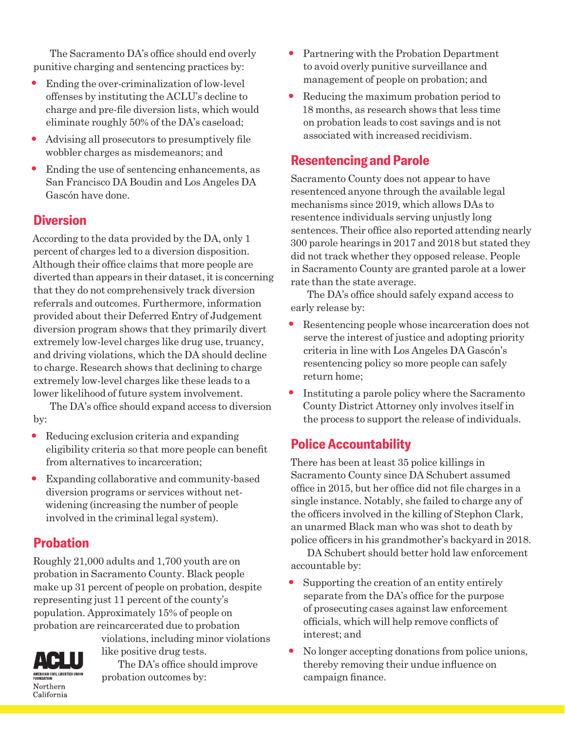The Sacramento DA's office should end overly punitive charging and sentencing practices by:

- Ending the over-criminalization of low-level offenses by instituting the ACLU's decline to charge and pre-file diversion lists, which would eliminate roughly 50% of the DA's caseload;
- Advising all prosecutors to presumptively file wobbler charges as misdemeanors; and
- Ending the use of sentencing enhancements, as San Francisco DA Boudin and Los Angeles DA Gascón have done.

## Diversion

According to the data provided by the DA, only 1 percent of charges led to a diversion disposition. Although their office claims that more people are diverted than appears in their dataset, it is concerning that they do not comprehensively track diversion referrals and outcomes. Furthermore, information provided about their Deferred Entry of Judgement diversion program shows that they primarily divert extremely low-level charges like drug use, truancy, and driving violations, which the DA should decline to charge. Research shows that declining to charge extremely low-level charges like these leads to a lower likelihood of future system involvement.

The DA's office should expand access to diversion by:

- Reducing exclusion criteria and expanding eligibility criteria so that more people can benefit from alternatives to incarceration;
- Expanding collaborative and community-based diversion programs or services without net-widening (increasing the number of people involved in the criminal legal system).

## Probation

Roughly 21,000 adults and 1,700 youth are on probation in Sacramento County. Black people make up 31 percent of people on probation, despite representing just 11 percent of the county's population. Approximately 15% of people on probation are reincarcerated due to probation violations, including minor violations like positive drug tests.

The DA's office should improve probation outcomes by:

- Partnering with the Probation Department to avoid overly punitive surveillance and management of people on probation; and
- Reducing the maximum probation period to 18 months, as research shows that less time on probation leads to cost savings and is not associated with increased recidivism.

## Resentencing and Parole

Sacramento County does not appear to have resentenced anyone through the available legal mechanisms since 2019, which allows DAs to resentence individuals serving unjustly long sentences. Their office also reported attending nearly 300 parole hearings in 2017 and 2018 but stated they did not track whether they opposed release. People in Sacramento County are granted parole at a lower rate than the state average.

The DA's office should safely expand access to early release by:

- Resentencing people whose incarceration does not serve the interest of justice and adopting priority criteria in line with Los Angeles DA Gascón's resentencing policy so more people can safely return home;
- Instituting a parole policy where the Sacramento County District Attorney only involves itself in the process to support the release of individuals.

## Police Accountability

There has been at least 35 police killings in Sacramento County since DA Schubert assumed office in 2015, but her office did not file charges in a single instance. Notably, she failed to charge any of the officers involved in the killing of Stephon Clark, an unarmed Black man who was shot to death by police officers in his grandmother's backyard in 2018.

DA Schubert should better hold law enforcement accountable by:

- Supporting the creation of an entity entirely separate from the DA's office for the purpose of prosecuting cases against law enforcement officials, which will help remove conflicts of interest; and
- No longer accepting donations from police unions, thereby removing their undue influence on campaign finance.

ACLU
AMERICAN CIVIL LIBERTIES UNION FOUNDATION
Northern California